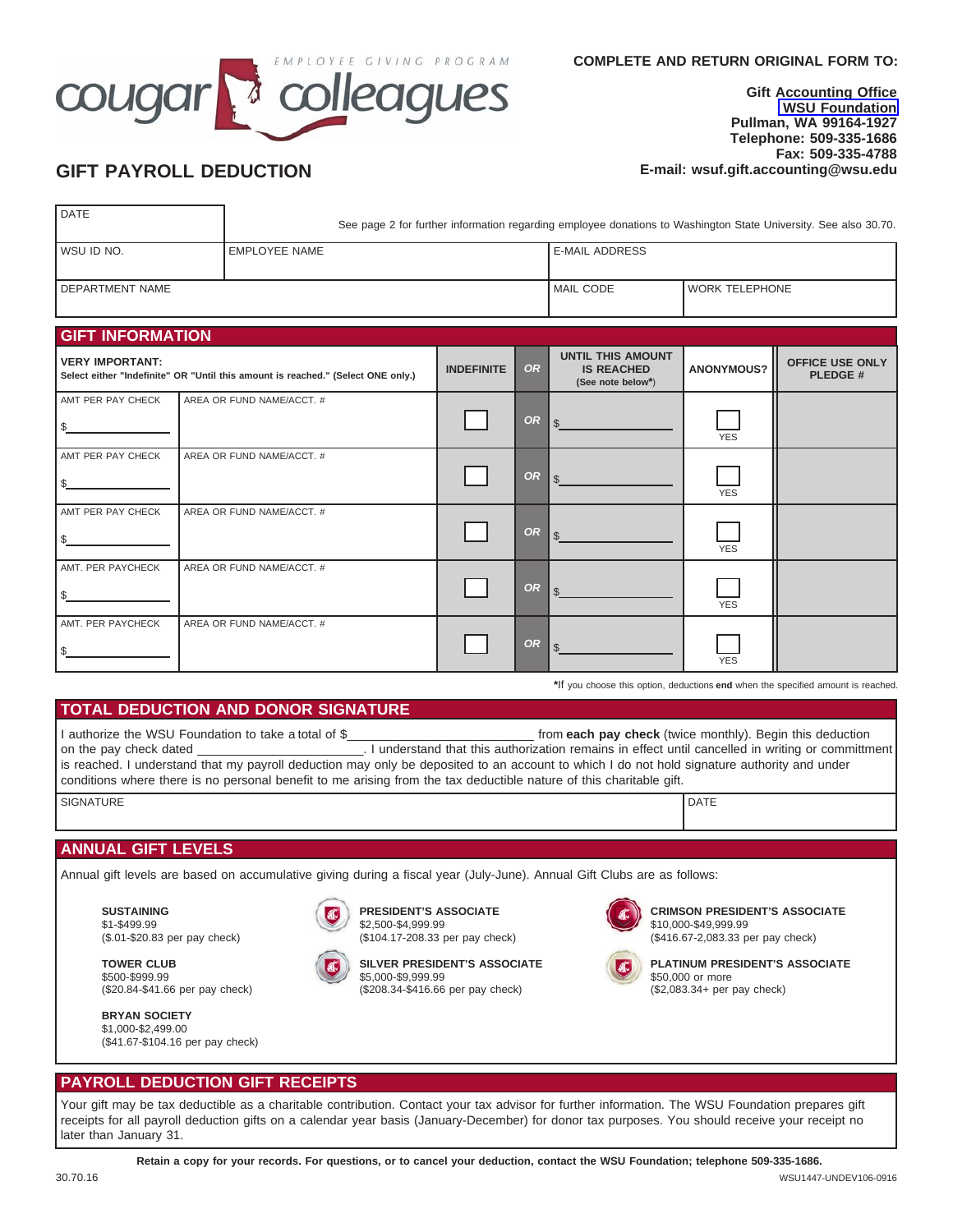cougar colleagues — EMPLOYEE GIVING PROGRAM

**COMPLETE AND RETURN ORIGINAL FORM TO:**

**Gift Accounting Office**
**WSU Foundation**
**Pullman, WA 99164-1927**
**Telephone: 509-335-1686**
**Fax: 509-335-4788**
**E-mail: wsuf.gift.accounting@wsu.edu**

# GIFT PAYROLL DEDUCTION

| DATE | See page 2 for further information regarding employee donations to Washington State University. See also 30.70. | | |
|---|---|---|---|
| WSU ID NO. | EMPLOYEE NAME | E-MAIL ADDRESS | |
| DEPARTMENT NAME | | MAIL CODE | WORK TELEPHONE |

## GIFT INFORMATION

| **VERY IMPORTANT:** Select either "Indefinite" OR "Until this amount is reached." (Select ONE only.) | | INDEFINITE | OR | UNTIL THIS AMOUNT IS REACHED (See note below*) | ANONYMOUS? | OFFICE USE ONLY PLEDGE # |
|---|---|---|---|---|---|---|
| AMT PER PAY CHECK $______ | AREA OR FUND NAME/ACCT. # | ☐ | OR | $______ | ☐ YES | |
| AMT PER PAY CHECK $______ | AREA OR FUND NAME/ACCT. # | ☐ | OR | $______ | ☐ YES | |
| AMT PER PAY CHECK $______ | AREA OR FUND NAME/ACCT. # | ☐ | OR | $______ | ☐ YES | |
| AMT. PER PAYCHECK $______ | AREA OR FUND NAME/ACCT. # | ☐ | OR | $______ | ☐ YES | |
| AMT. PER PAYCHECK $______ | AREA OR FUND NAME/ACCT. # | ☐ | OR | $______ | ☐ YES | |

**\***If you choose this option, deductions **end** when the specified amount is reached.

## TOTAL DEDUCTION AND DONOR SIGNATURE

I authorize the WSU Foundation to take a total of $______________________ from **each pay check** (twice monthly). Begin this deduction on the pay check dated ______________________. I understand that this authorization remains in effect until cancelled in writing or committment is reached. I understand that my payroll deduction may only be deposited to an account to which I do not hold signature authority and under conditions where there is no personal benefit to me arising from the tax deductible nature of this charitable gift.

| SIGNATURE | DATE |
|---|---|
| | |

## ANNUAL GIFT LEVELS

Annual gift levels are based on accumulative giving during a fiscal year (July-June). Annual Gift Clubs are as follows:

**SUSTAINING**
$1-$499.99
($.01-$20.83 per pay check)

**TOWER CLUB**
$500-$999.99
($20.84-$41.66 per pay check)

**BRYAN SOCIETY**
$1,000-$2,499.00
($41.67-$104.16 per pay check)

**PRESIDENT'S ASSOCIATE**
$2,500-$4,999.99
($104.17-208.33 per pay check)

**SILVER PRESIDENT'S ASSOCIATE**
$5,000-$9,999.99
($208.34-$416.66 per pay check)

**CRIMSON PRESIDENT'S ASSOCIATE**
$10,000-$49,999.99
($416.67-2,083.33 per pay check)

**PLATINUM PRESIDENT'S ASSOCIATE**
$50,000 or more
($2,083.34+ per pay check)

## PAYROLL DEDUCTION GIFT RECEIPTS

Your gift may be tax deductible as a charitable contribution. Contact your tax advisor for further information. The WSU Foundation prepares gift receipts for all payroll deduction gifts on a calendar year basis (January-December) for donor tax purposes. You should receive your receipt no later than January 31.

**Retain a copy for your records. For questions, or to cancel your deduction, contact the WSU Foundation; telephone 509-335-1686.**

30.70.16 WSU1447-UNDEV106-0916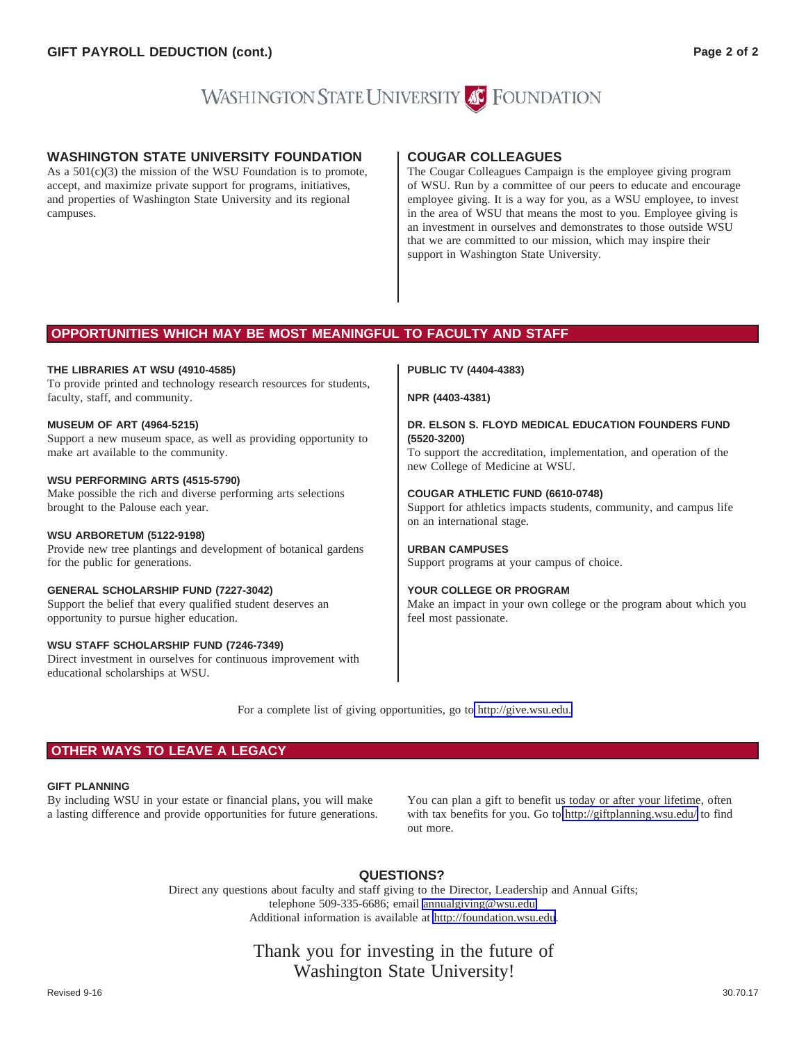WASHINGTON STATE UNIVERSITY FOUNDATION

## WASHINGTON STATE UNIVERSITY FOUNDATION

As a 501(c)(3) the mission of the WSU Foundation is to promote, accept, and maximize private support for programs, initiatives, and properties of Washington State University and its regional campuses.

## COUGAR COLLEAGUES

The Cougar Colleagues Campaign is the employee giving program of WSU. Run by a committee of our peers to educate and encourage employee giving. It is a way for you, as a WSU employee, to invest in the area of WSU that means the most to you. Employee giving is an investment in ourselves and demonstrates to those outside WSU that we are committed to our mission, which may inspire their support in Washington State University.

## OPPORTUNITIES WHICH MAY BE MOST MEANINGFUL TO FACULTY AND STAFF

**THE LIBRARIES AT WSU (4910-4585)**
To provide printed and technology research resources for students, faculty, staff, and community.

**MUSEUM OF ART (4964-5215)**
Support a new museum space, as well as providing opportunity to make art available to the community.

**WSU PERFORMING ARTS (4515-5790)**
Make possible the rich and diverse performing arts selections brought to the Palouse each year.

**WSU ARBORETUM (5122-9198)**
Provide new tree plantings and development of botanical gardens for the public for generations.

**GENERAL SCHOLARSHIP FUND (7227-3042)**
Support the belief that every qualified student deserves an opportunity to pursue higher education.

**WSU STAFF SCHOLARSHIP FUND (7246-7349)**
Direct investment in ourselves for continuous improvement with educational scholarships at WSU.

**PUBLIC TV (4404-4383)**

**NPR (4403-4381)**

**DR. ELSON S. FLOYD MEDICAL EDUCATION FOUNDERS FUND (5520-3200)**
To support the accreditation, implementation, and operation of the new College of Medicine at WSU.

**COUGAR ATHLETIC FUND (6610-0748)**
Support for athletics impacts students, community, and campus life on an international stage.

**URBAN CAMPUSES**
Support programs at your campus of choice.

**YOUR COLLEGE OR PROGRAM**
Make an impact in your own college or the program about which you feel most passionate.

For a complete list of giving opportunities, go to http://give.wsu.edu.

## OTHER WAYS TO LEAVE A LEGACY

**GIFT PLANNING**
By including WSU in your estate or financial plans, you will make a lasting difference and provide opportunities for future generations.

You can plan a gift to benefit us today or after your lifetime, often with tax benefits for you. Go to http://giftplanning.wsu.edu/ to find out more.

## QUESTIONS?

Direct any questions about faculty and staff giving to the Director, Leadership and Annual Gifts; telephone 509-335-6686; email annualgiving@wsu.edu
Additional information is available at http://foundation.wsu.edu.

Thank you for investing in the future of Washington State University!

Revised 9-16

30.70.17